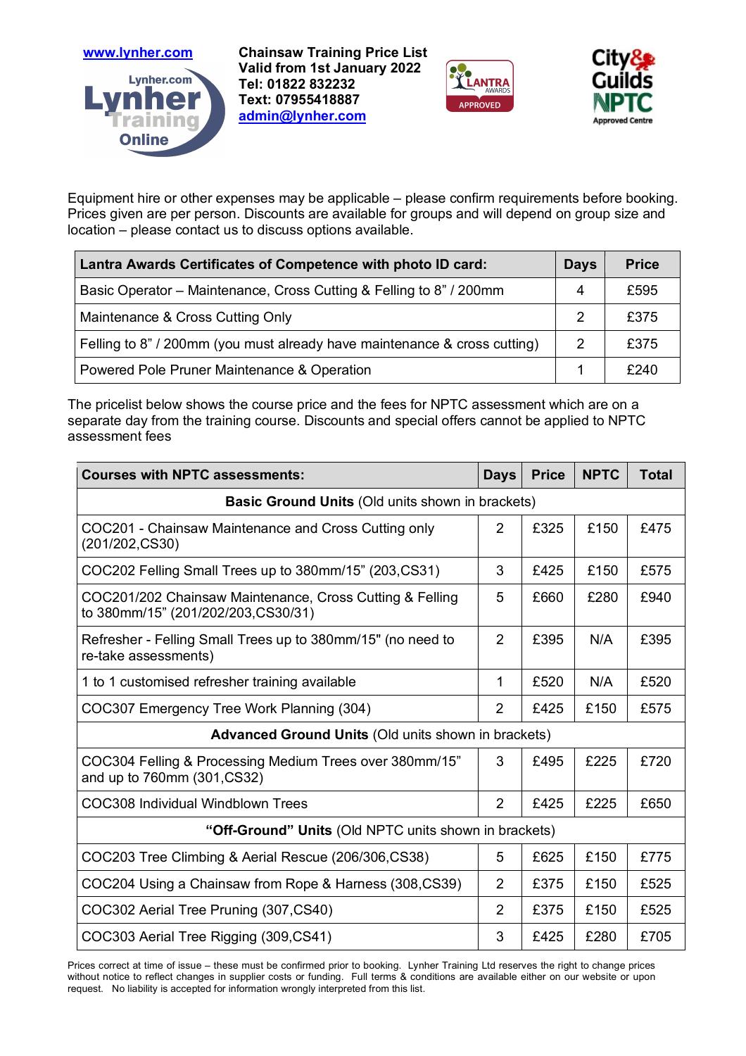[www.lynher.com](http://www.lynher.com)

**Chainsaw Training Price List**
**Valid from 1st January 2022**
**Tel: 01822 832232**
**Text: 07955418887**
**[admin@lynher.com](mailto:admin@lynher.com)**

Equipment hire or other expenses may be applicable – please confirm requirements before booking. Prices given are per person. Discounts are available for groups and will depend on group size and location – please contact us to discuss options available.

| Lantra Awards Certificates of Competence with photo ID card: | Days | Price |
|---|---|---|
| Basic Operator – Maintenance, Cross Cutting & Felling to 8" / 200mm | 4 | £595 |
| Maintenance & Cross Cutting Only | 2 | £375 |
| Felling to 8" / 200mm (you must already have maintenance & cross cutting) | 2 | £375 |
| Powered Pole Pruner Maintenance & Operation | 1 | £240 |

The pricelist below shows the course price and the fees for NPTC assessment which are on a separate day from the training course. Discounts and special offers cannot be applied to NPTC assessment fees

| Courses with NPTC assessments: | Days | Price | NPTC | Total |
|---|---|---|---|---|
| **Basic Ground Units** (Old units shown in brackets) | | | | |
| COC201 - Chainsaw Maintenance and Cross Cutting only (201/202,CS30) | 2 | £325 | £150 | £475 |
| COC202 Felling Small Trees up to 380mm/15" (203,CS31) | 3 | £425 | £150 | £575 |
| COC201/202 Chainsaw Maintenance, Cross Cutting & Felling to 380mm/15" (201/202/203,CS30/31) | 5 | £660 | £280 | £940 |
| Refresher - Felling Small Trees up to 380mm/15" (no need to re-take assessments) | 2 | £395 | N/A | £395 |
| 1 to 1 customised refresher training available | 1 | £520 | N/A | £520 |
| COC307 Emergency Tree Work Planning (304) | 2 | £425 | £150 | £575 |
| **Advanced Ground Units** (Old units shown in brackets) | | | | |
| COC304 Felling & Processing Medium Trees over 380mm/15" and up to 760mm (301,CS32) | 3 | £495 | £225 | £720 |
| COC308 Individual Windblown Trees | 2 | £425 | £225 | £650 |
| **"Off-Ground" Units** (Old NPTC units shown in brackets) | | | | |
| COC203 Tree Climbing & Aerial Rescue (206/306,CS38) | 5 | £625 | £150 | £775 |
| COC204 Using a Chainsaw from Rope & Harness (308,CS39) | 2 | £375 | £150 | £525 |
| COC302 Aerial Tree Pruning (307,CS40) | 2 | £375 | £150 | £525 |
| COC303 Aerial Tree Rigging (309,CS41) | 3 | £425 | £280 | £705 |

Prices correct at time of issue – these must be confirmed prior to booking. Lynher Training Ltd reserves the right to change prices without notice to reflect changes in supplier costs or funding. Full terms & conditions are available either on our website or upon request. No liability is accepted for information wrongly interpreted from this list.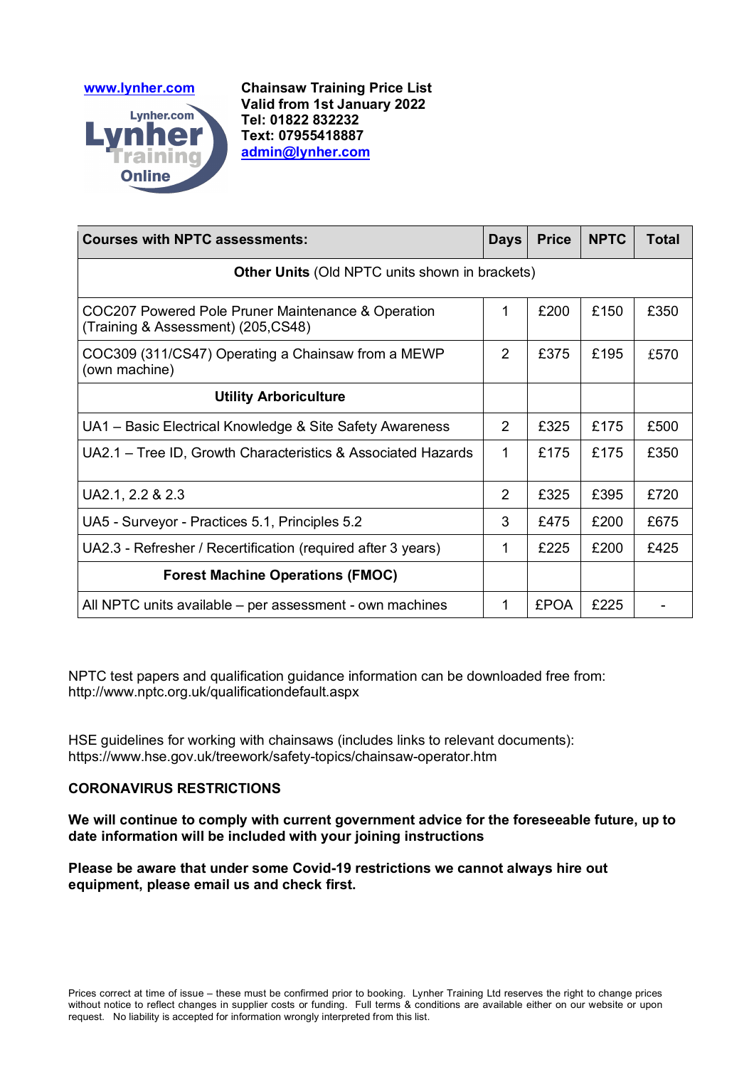www.lynher.com

**Chainsaw Training Price List**
**Valid from 1st January 2022**
**Tel: 01822 832232**
**Text: 07955418887**
**admin@lynher.com**

| **Courses with NPTC assessments:** | **Days** | **Price** | **NPTC** | **Total** |
|---|---|---|---|---|
| **Other Units** (Old NPTC units shown in brackets) | | | | |
| COC207 Powered Pole Pruner Maintenance & Operation (Training & Assessment) (205,CS48) | 1 | £200 | £150 | £350 |
| COC309 (311/CS47) Operating a Chainsaw from a MEWP (own machine) | 2 | £375 | £195 | £570 |
| **Utility Arboriculture** | | | | |
| UA1 – Basic Electrical Knowledge & Site Safety Awareness | 2 | £325 | £175 | £500 |
| UA2.1 – Tree ID, Growth Characteristics & Associated Hazards | 1 | £175 | £175 | £350 |
| UA2.1, 2.2 & 2.3 | 2 | £325 | £395 | £720 |
| UA5 - Surveyor - Practices 5.1, Principles 5.2 | 3 | £475 | £200 | £675 |
| UA2.3 - Refresher / Recertification (required after 3 years) | 1 | £225 | £200 | £425 |
| **Forest Machine Operations (FMOC)** | | | | |
| All NPTC units available – per assessment - own machines | 1 | £POA | £225 | - |

NPTC test papers and qualification guidance information can be downloaded free from: http://www.nptc.org.uk/qualificationdefault.aspx

HSE guidelines for working with chainsaws (includes links to relevant documents): https://www.hse.gov.uk/treework/safety-topics/chainsaw-operator.htm

**CORONAVIRUS RESTRICTIONS**

**We will continue to comply with current government advice for the foreseeable future, up to date information will be included with your joining instructions**

**Please be aware that under some Covid-19 restrictions we cannot always hire out equipment, please email us and check first.**

Prices correct at time of issue – these must be confirmed prior to booking. Lynher Training Ltd reserves the right to change prices without notice to reflect changes in supplier costs or funding. Full terms & conditions are available either on our website or upon request. No liability is accepted for information wrongly interpreted from this list.